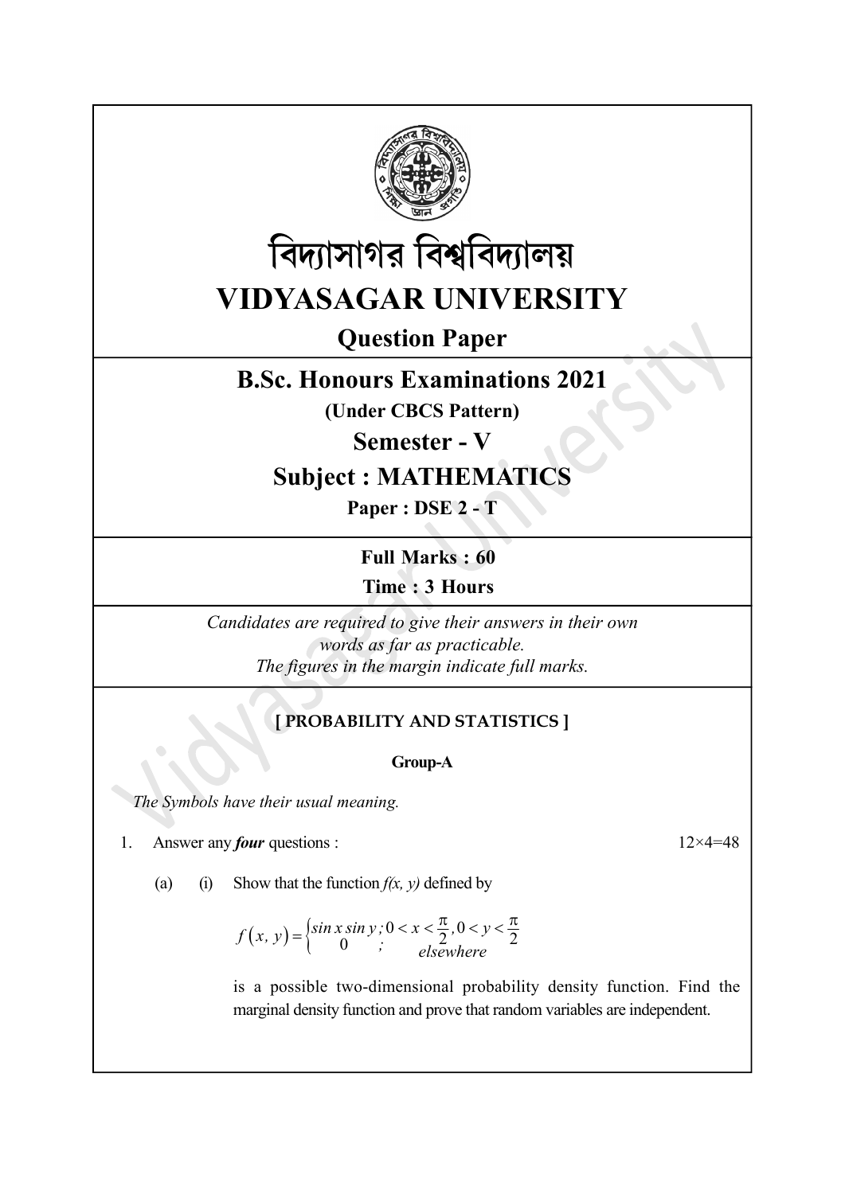# বিদ্যাসাগর বিশ্ববিদ্যালয়

# VIDYASAGAR UNIVERSITY

## Question Paper

## B.Sc. Honours Examinations 2021

**(Under CBCS Pattern)**

## Semester - V

## Subject : MATHEMATICS

**Paper : DSE 2 - T**

**Full Marks : 60**

**Time : 3 Hours**

*Candidates are required to give their answers in their own words as far as practicable.*
*The figures in the margin indicate full marks.*

### [ PROBABILITY AND STATISTICS ]

#### Group-A

*The Symbols have their usual meaning.*

1. Answer any ***four*** questions : 12×4=48

(a) (i) Show that the function *f(x, y)* defined by

$$f(x, y) = \begin{cases} \sin x \sin y \,; & 0 < x < \frac{\pi}{2}, 0 < y < \frac{\pi}{2} \\ 0 \,; & elsewhere \end{cases}$$

is a possible two-dimensional probability density function. Find the marginal density function and prove that random variables are independent.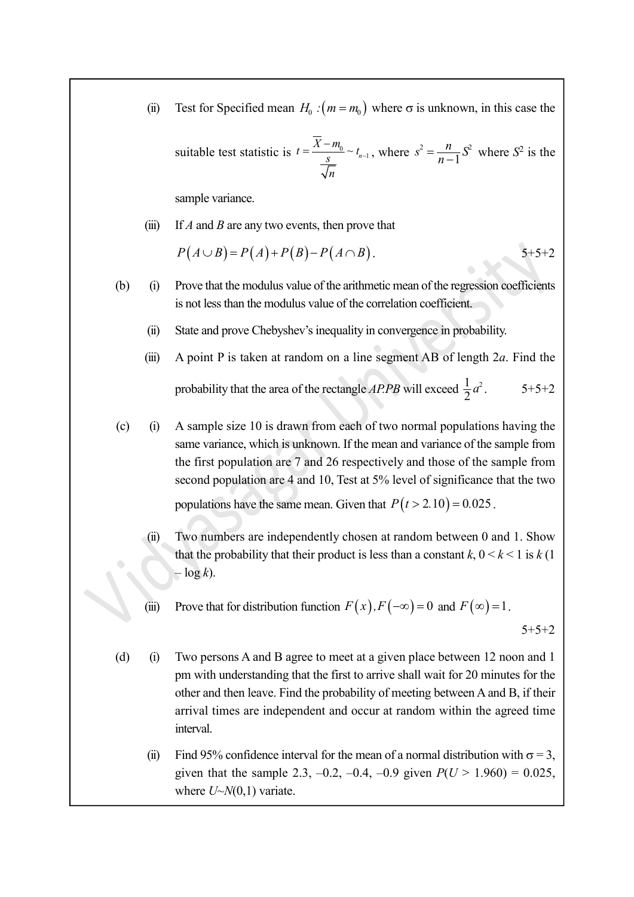(ii) Test for Specified mean $H_0 : (m = m_0)$ where σ is unknown, in this case the suitable test statistic is $t = \frac{\overline{X} - m_0}{\frac{s}{\sqrt{n}}} \sim t_{n-1}$, where $s^2 = \frac{n}{n-1} S^2$ where $S^2$ is the sample variance.

(iii) If $A$ and $B$ are any two events, then prove that

$P(A \cup B) = P(A) + P(B) - P(A \cap B)$. 5+5+2

(b) (i) Prove that the modulus value of the arithmetic mean of the regression coefficients is not less than the modulus value of the correlation coefficient.

(ii) State and prove Chebyshev's inequality in convergence in probability.

(iii) A point P is taken at random on a line segment AB of length $2a$. Find the probability that the area of the rectangle *AP.PB* will exceed $\frac{1}{2}a^2$. 5+5+2

(c) (i) A sample size 10 is drawn from each of two normal populations having the same variance, which is unknown. If the mean and variance of the sample from the first population are 7 and 26 respectively and those of the sample from second population are 4 and 10, Test at 5% level of significance that the two populations have the same mean. Given that $P(t > 2.10) = 0.025$.

(ii) Two numbers are independently chosen at random between 0 and 1. Show that the probability that their product is less than a constant $k$, $0 < k < 1$ is $k(1 - \log k)$.

(iii) Prove that for distribution function $F(x), F(-\infty) = 0$ and $F(\infty) = 1$.

5+5+2

(d) (i) Two persons A and B agree to meet at a given place between 12 noon and 1 pm with understanding that the first to arrive shall wait for 20 minutes for the other and then leave. Find the probability of meeting between A and B, if their arrival times are independent and occur at random within the agreed time interval.

(ii) Find 95% confidence interval for the mean of a normal distribution with σ = 3, given that the sample 2.3, –0.2, –0.4, –0.9 given $P(U > 1.960) = 0.025$, where $U \sim N(0,1)$ variate.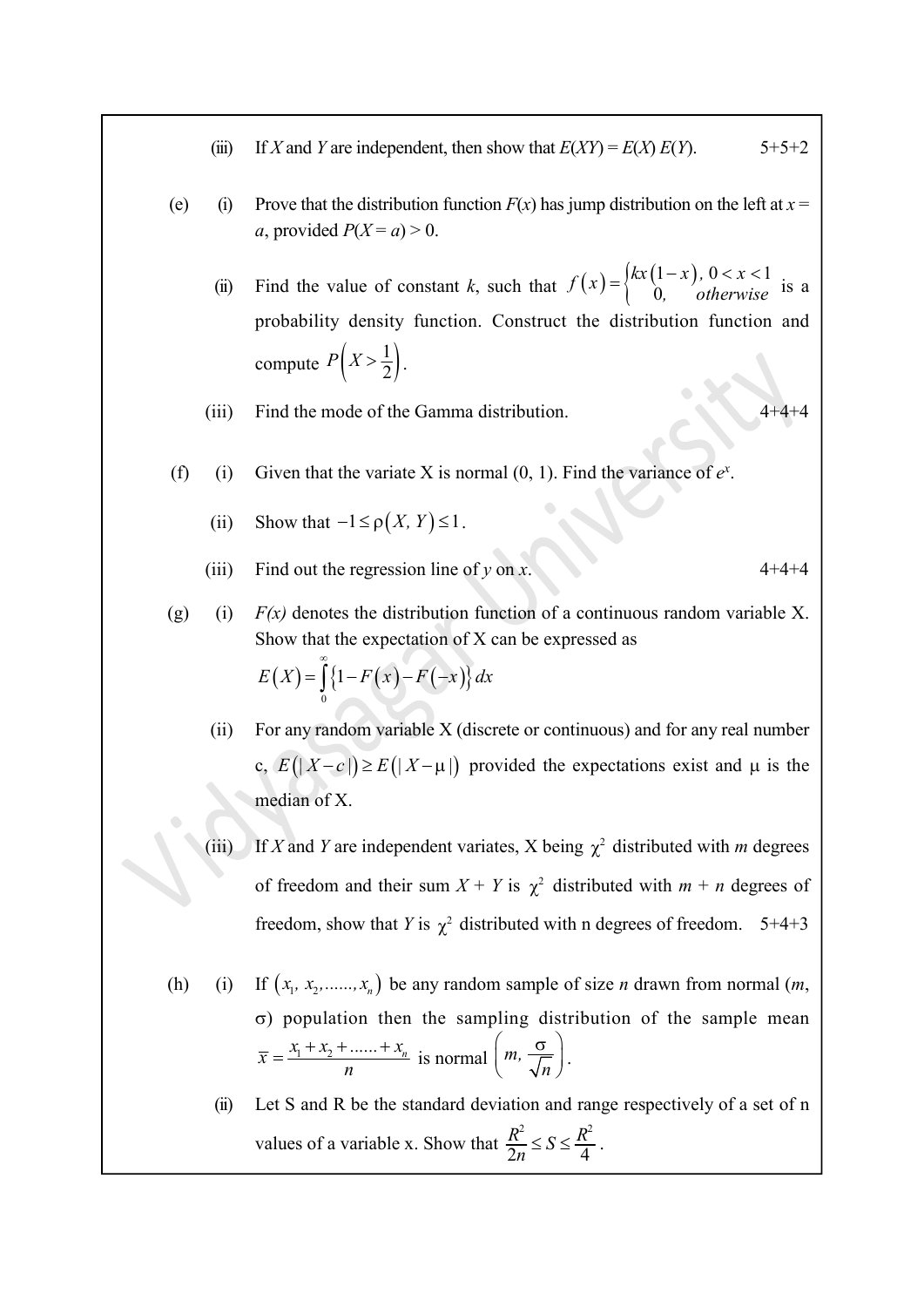(iii) If $X$ and $Y$ are independent, then show that $E(XY) = E(X)\,E(Y)$. 5+5+2

(e) (i) Prove that the distribution function $F(x)$ has jump distribution on the left at $x = a$, provided $P(X = a) > 0$.

(ii) Find the value of constant $k$, such that $f(x) = \begin{cases} kx(1-x), & 0 < x < 1 \\ 0, & otherwise \end{cases}$ is a probability density function. Construct the distribution function and compute $P\left(X > \frac{1}{2}\right)$.

(iii) Find the mode of the Gamma distribution. 4+4+4

(f) (i) Given that the variate X is normal (0, 1). Find the variance of $e^x$.

(ii) Show that $-1 \le \rho(X, Y) \le 1$.

(iii) Find out the regression line of $y$ on $x$. 4+4+4

(g) (i) $F(x)$ denotes the distribution function of a continuous random variable X. Show that the expectation of X can be expressed as

$$E(X) = \int_0^{\infty} \{1 - F(x) - F(-x)\}\, dx$$

(ii) For any random variable X (discrete or continuous) and for any real number c, $E(|X - c|) \ge E(|X - \mu|)$ provided the expectations exist and μ is the median of X.

(iii) If $X$ and $Y$ are independent variates, X being $\chi^2$ distributed with $m$ degrees of freedom and their sum $X + Y$ is $\chi^2$ distributed with $m + n$ degrees of freedom, show that $Y$ is $\chi^2$ distributed with n degrees of freedom. 5+4+3

(h) (i) If $(x_1, x_2, ......, x_n)$ be any random sample of size $n$ drawn from normal ($m$, σ) population then the sampling distribution of the sample mean $\bar{x} = \frac{x_1 + x_2 + ...... + x_n}{n}$ is normal $\left(m, \frac{\sigma}{\sqrt{n}}\right)$.

(ii) Let S and R be the standard deviation and range respectively of a set of n values of a variable x. Show that $\frac{R^2}{2n} \le S \le \frac{R^2}{4}$.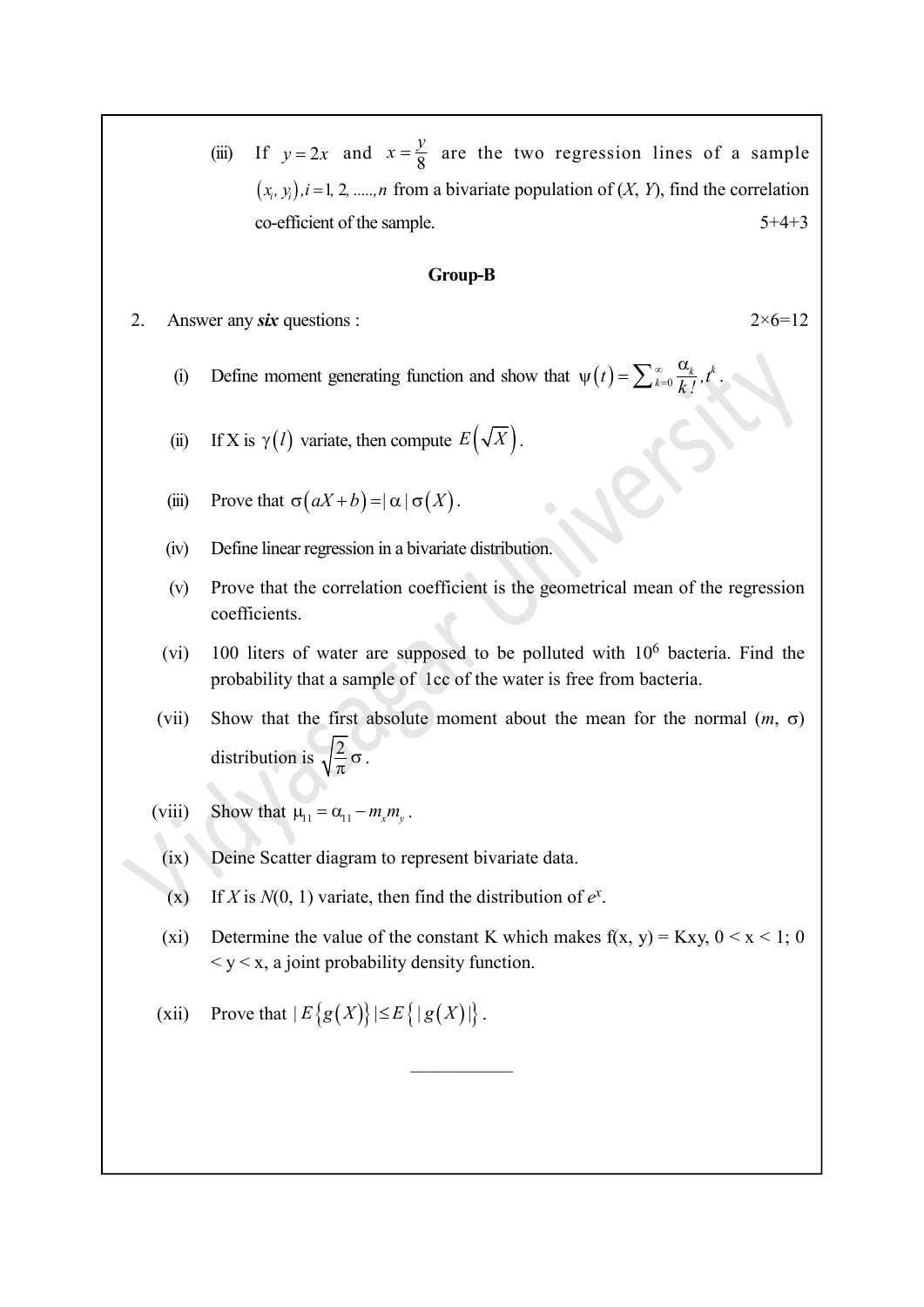(iii) If $y = 2x$ and $x = \frac{y}{8}$ are the two regression lines of a sample $(x_i, y_i), i = 1, 2, \ldots, n$ from a bivariate population of $(X, Y)$, find the correlation co-efficient of the sample.

5+4+3

## Group-B

2. Answer any ***six*** questions : 2×6=12

(i) Define moment generating function and show that $\psi(t) = \sum_{k=0}^{\infty} \frac{\alpha_k}{k!}, t^k$.

(ii) If X is $\gamma(l)$ variate, then compute $E\left(\sqrt{X}\right)$.

(iii) Prove that $\sigma(aX + b) = |\alpha| \sigma(X)$.

(iv) Define linear regression in a bivariate distribution.

(v) Prove that the correlation coefficient is the geometrical mean of the regression coefficients.

(vi) 100 liters of water are supposed to be polluted with $10^6$ bacteria. Find the probability that a sample of 1cc of the water is free from bacteria.

(vii) Show that the first absolute moment about the mean for the normal $(m, \sigma)$ distribution is $\sqrt{\frac{2}{\pi}}\sigma$.

(viii) Show that $\mu_{11} = \alpha_{11} - m_x m_y$.

(ix) Deine Scatter diagram to represent bivariate data.

(x) If $X$ is $N(0, 1)$ variate, then find the distribution of $e^x$.

(xi) Determine the value of the constant K which makes f(x, y) = Kxy, 0 < x < 1; 0 < y < x, a joint probability density function.

(xii) Prove that $|E\{g(X)\}| \leq E\{|g(X)|\}$.

———————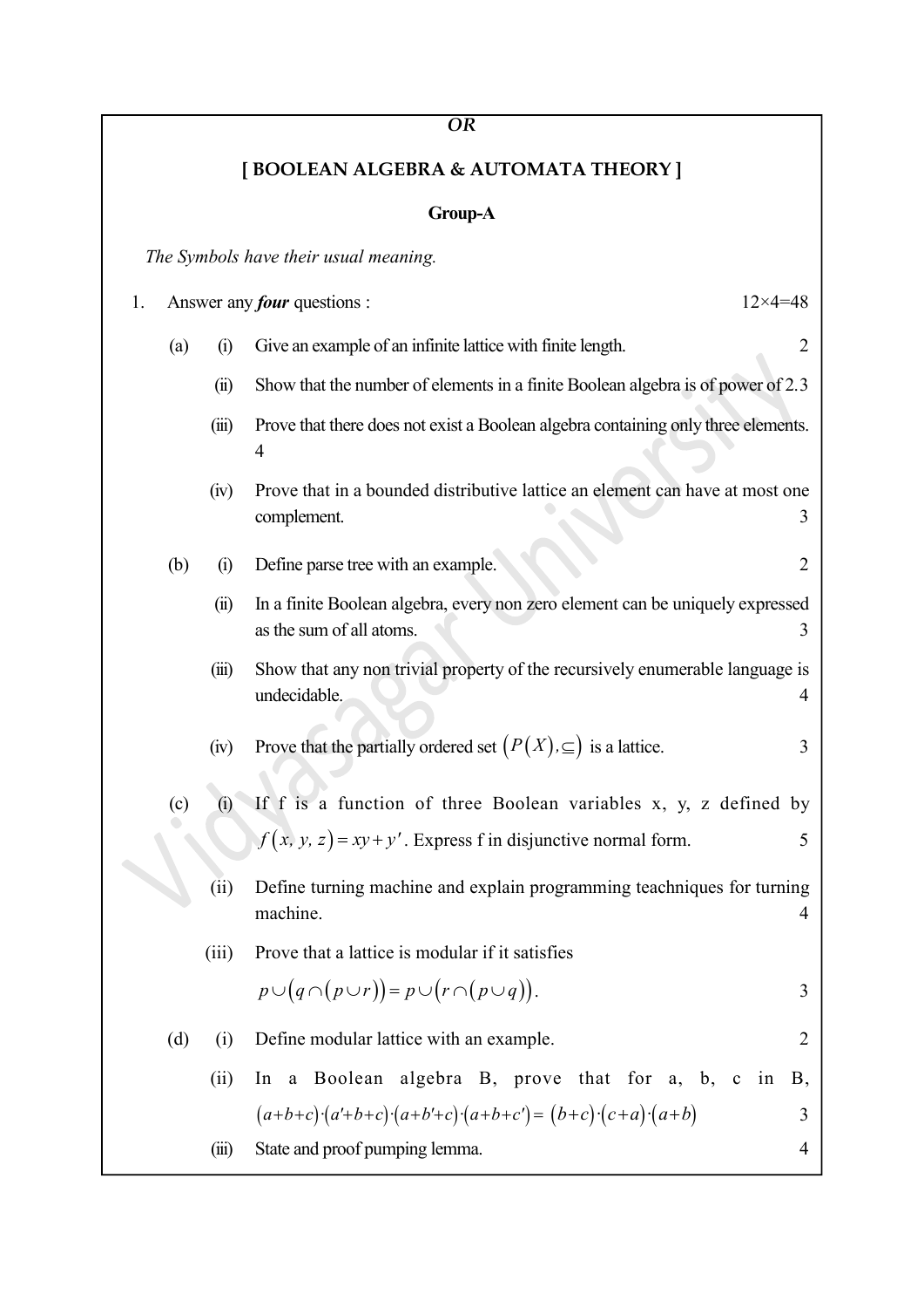*OR*

## [ BOOLEAN ALGEBRA & AUTOMATA THEORY ]

### Group-A

*The Symbols have their usual meaning.*

1. Answer any ***four*** questions : 12×4=48

(a) (i) Give an example of an infinite lattice with finite length. 2

(ii) Show that the number of elements in a finite Boolean algebra is of power of 2. 3

(iii) Prove that there does not exist a Boolean algebra containing only three elements. 4

(iv) Prove that in a bounded distributive lattice an element can have at most one complement. 3

(b) (i) Define parse tree with an example. 2

(ii) In a finite Boolean algebra, every non zero element can be uniquely expressed as the sum of all atoms. 3

(iii) Show that any non trivial property of the recursively enumerable language is undecidable. 4

(iv) Prove that the partially ordered set $(P(X), \subseteq)$ is a lattice. 3

(c) (i) If f is a function of three Boolean variables x, y, z defined by $f(x, y, z) = xy + y'$. Express f in disjunctive normal form. 5

(ii) Define turning machine and explain programming teachniques for turning machine. 4

(iii) Prove that a lattice is modular if it satisfies

$$p \cup (q \cap (p \cup r)) = p \cup (r \cap (p \cup q)).$$ 3

(d) (i) Define modular lattice with an example. 2

(ii) In a Boolean algebra B, prove that for a, b, c in B,

$$(a+b+c)\cdot(a'+b+c)\cdot(a+b'+c)\cdot(a+b+c') = (b+c)\cdot(c+a)\cdot(a+b)$$ 3

(iii) State and proof pumping lemma. 4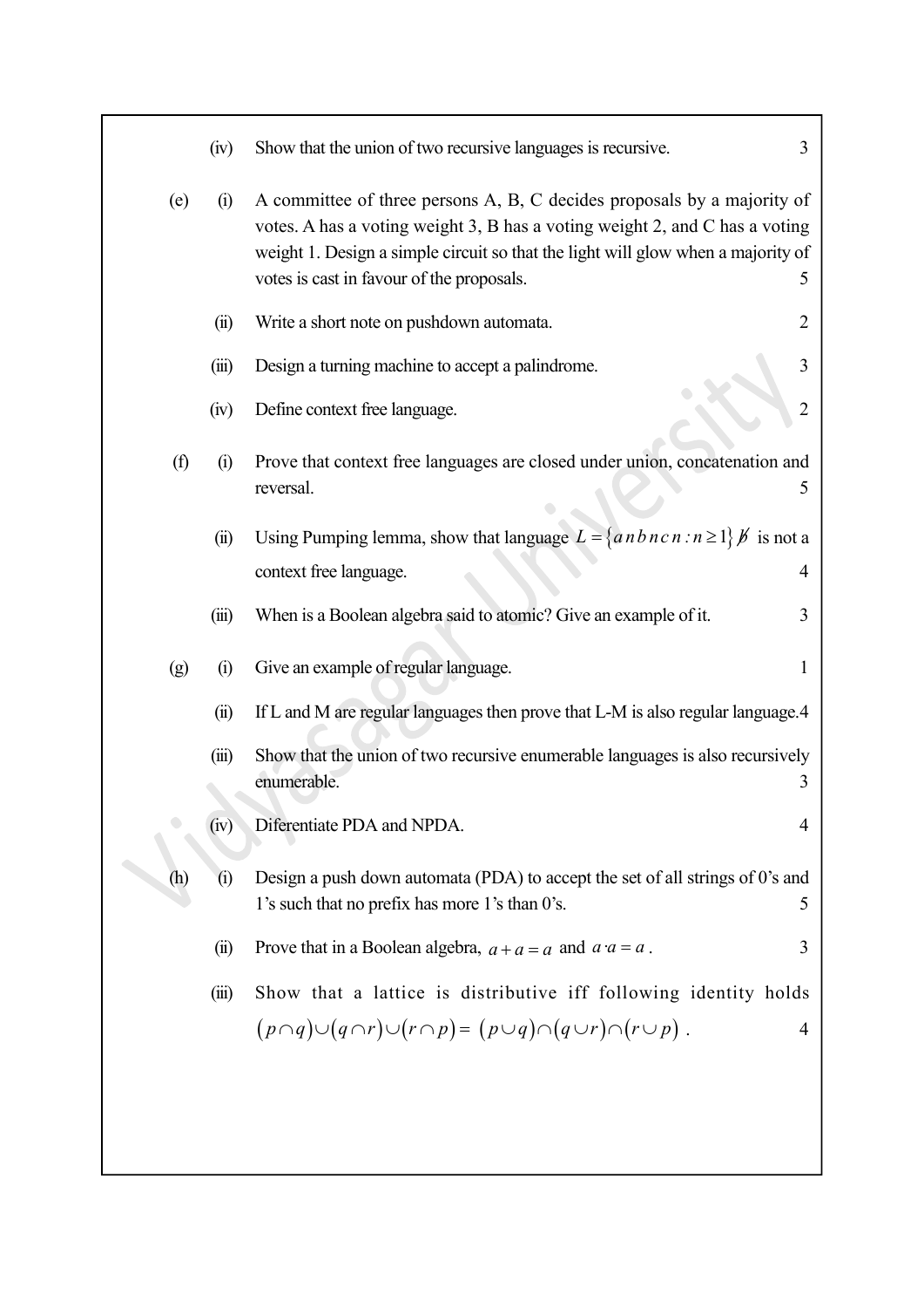(iv) Show that the union of two recursive languages is recursive. 3

(e) (i) A committee of three persons A, B, C decides proposals by a majority of votes. A has a voting weight 3, B has a voting weight 2, and C has a voting weight 1. Design a simple circuit so that the light will glow when a majority of votes is cast in favour of the proposals. 5

(ii) Write a short note on pushdown automata. 2

(iii) Design a turning machine to accept a palindrome. 3

(iv) Define context free language. 2

(f) (i) Prove that context free languages are closed under union, concatenation and reversal. 5

(ii) Using Pumping lemma, show that language $L = \{anbncn : n \geq 1\}$ is not a context free language. 4

(iii) When is a Boolean algebra said to atomic? Give an example of it. 3

(g) (i) Give an example of regular language. 1

(ii) If L and M are regular languages then prove that L-M is also regular language. 4

(iii) Show that the union of two recursive enumerable languages is also recursively enumerable. 3

(iv) Diferentiate PDA and NPDA. 4

(h) (i) Design a push down automata (PDA) to accept the set of all strings of 0's and 1's such that no prefix has more 1's than 0's. 5

(ii) Prove that in a Boolean algebra, $a + a = a$ and $a \cdot a = a$. 3

(iii) Show that a lattice is distributive iff following identity holds $(p \cap q) \cup (q \cap r) \cup (r \cap p) = (p \cup q) \cap (q \cup r) \cap (r \cup p)$. 4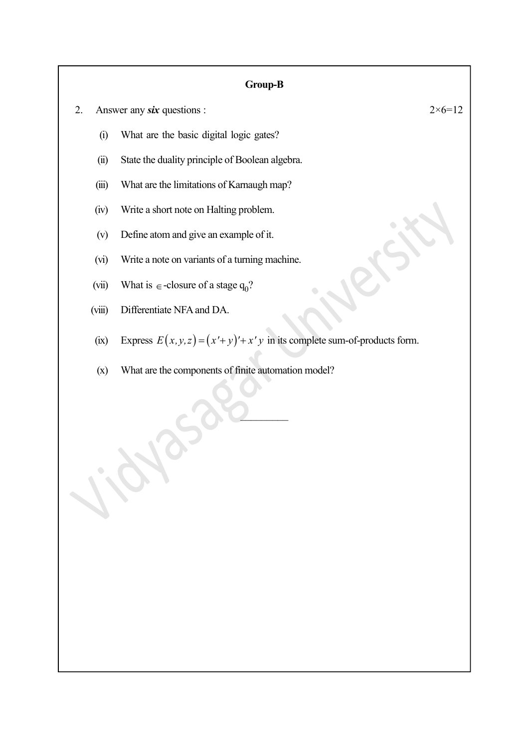## Group-B

2. Answer any ***six*** questions : 2×6=12

(i) What are the basic digital logic gates?

(ii) State the duality principle of Boolean algebra.

(iii) What are the limitations of Karnaugh map?

(iv) Write a short note on Halting problem.

(v) Define atom and give an example of it.

(vi) Write a note on variants of a turning machine.

(vii) What is $\in$-closure of a stage $q_0$?

(viii) Differentiate NFA and DA.

(ix) Express $E(x,y,z) = (x'+y)'+x'y$ in its complete sum-of-products form.

(x) What are the components of finite automation model?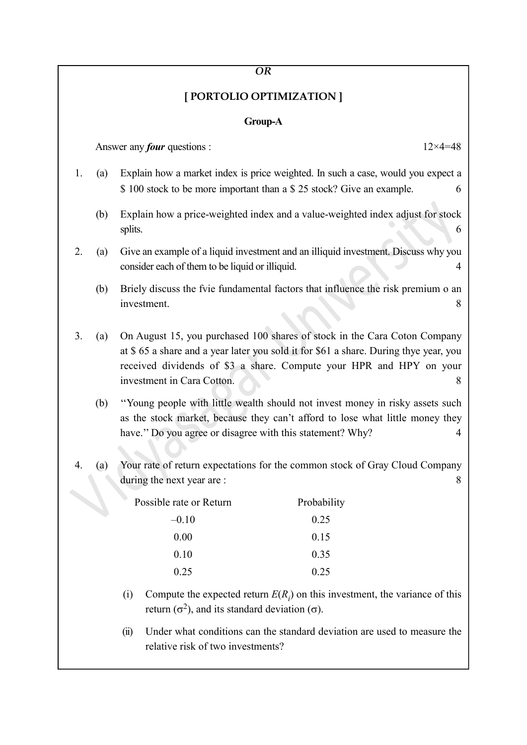*OR*

## [ PORTOLIO OPTIMIZATION ]

### Group-A

Answer any ***four*** questions : 12×4=48

1. (a) Explain how a market index is price weighted. In such a case, would you expect a \$ 100 stock to be more important than a \$ 25 stock? Give an example. 6

   (b) Explain how a price-weighted index and a value-weighted index adjust for stock splits. 6

2. (a) Give an example of a liquid investment and an illiquid investment. Discuss why you consider each of them to be liquid or illiquid. 4

   (b) Briely discuss the fvie fundamental factors that influence the risk premium o an investment. 8

3. (a) On August 15, you purchased 100 shares of stock in the Cara Coton Company at \$ 65 a share and a year later you sold it for \$61 a share. During thye year, you received dividends of \$3 a share. Compute your HPR and HPY on your investment in Cara Cotton. 8

   (b) ''Young people with little wealth should not invest money in risky assets such as the stock market, because they can't afford to lose what little money they have.'' Do you agree or disagree with this statement? Why? 4

4. (a) Your rate of return expectations for the common stock of Gray Cloud Company during the next year are : 8

| Possible rate or Return | Probability |
|---|---|
| –0.10 | 0.25 |
| 0.00 | 0.15 |
| 0.10 | 0.35 |
| 0.25 | 0.25 |

   (i) Compute the expected return $E(R_i)$ on this investment, the variance of this return ($\sigma^2$), and its standard deviation ($\sigma$).

   (ii) Under what conditions can the standard deviation are used to measure the relative risk of two investments?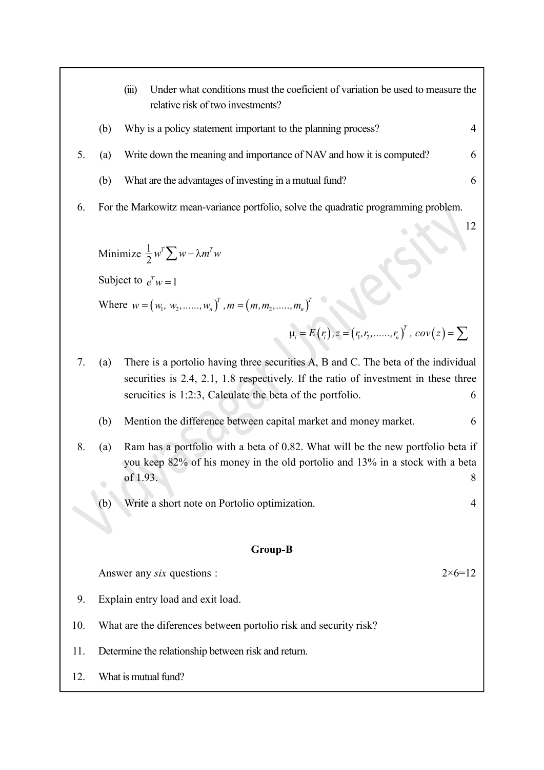(iii) Under what conditions must the coeficient of variation be used to measure the relative risk of two investments?

(b) Why is a policy statement important to the planning process? 4

5. (a) Write down the meaning and importance of NAV and how it is computed? 6

(b) What are the advantages of investing in a mutual fund? 6

6. For the Markowitz mean-variance portfolio, solve the quadratic programming problem. 12

Minimize $\frac{1}{2}w^T \sum w - \lambda m^T w$

Subject to $e^T w = 1$

Where $w = (w_1, w_2, ......, w_n)^T, m = (m, m_2, ....., m_n)^T$

$\mu_i = E(r_i), z = (r_1, r_2, ......, r_n)^T, \ cov(z) = \sum$

7. (a) There is a portolio having three securities A, B and C. The beta of the individual securities is 2.4, 2.1, 1.8 respectively. If the ratio of investment in these three serucities is 1:2:3, Calculate the beta of the portfolio. 6

(b) Mention the difference between capital market and money market. 6

8. (a) Ram has a portfolio with a beta of 0.82. What will be the new portfolio beta if you keep 82% of his money in the old portolio and 13% in a stock with a beta of 1.93. 8

(b) Write a short note on Portolio optimization. 4

**Group-B**

Answer any *six* questions : 2×6=12

9. Explain entry load and exit load.

10. What are the diferences between portolio risk and security risk?

11. Determine the relationship between risk and return.

12. What is mutual fund?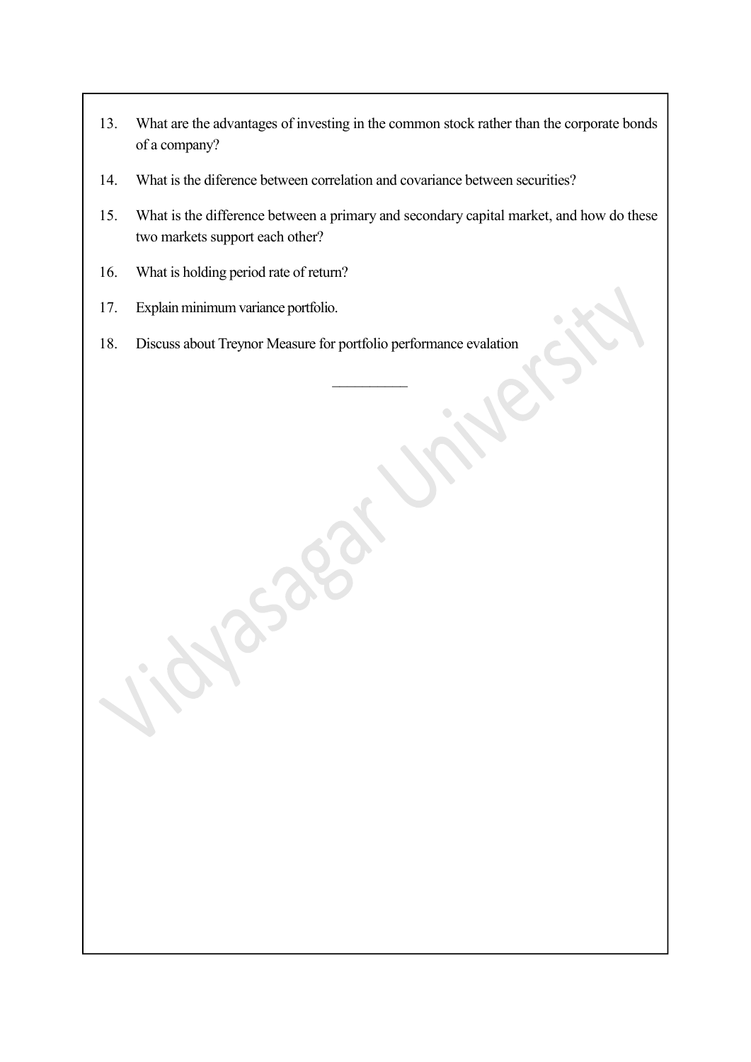13. What are the advantages of investing in the common stock rather than the corporate bonds of a company?
14. What is the diference between correlation and covariance between securities?
15. What is the difference between a primary and secondary capital market, and how do these two markets support each other?
16. What is holding period rate of return?
17. Explain minimum variance portfolio.
18. Discuss about Treynor Measure for portfolio performance evalation

---